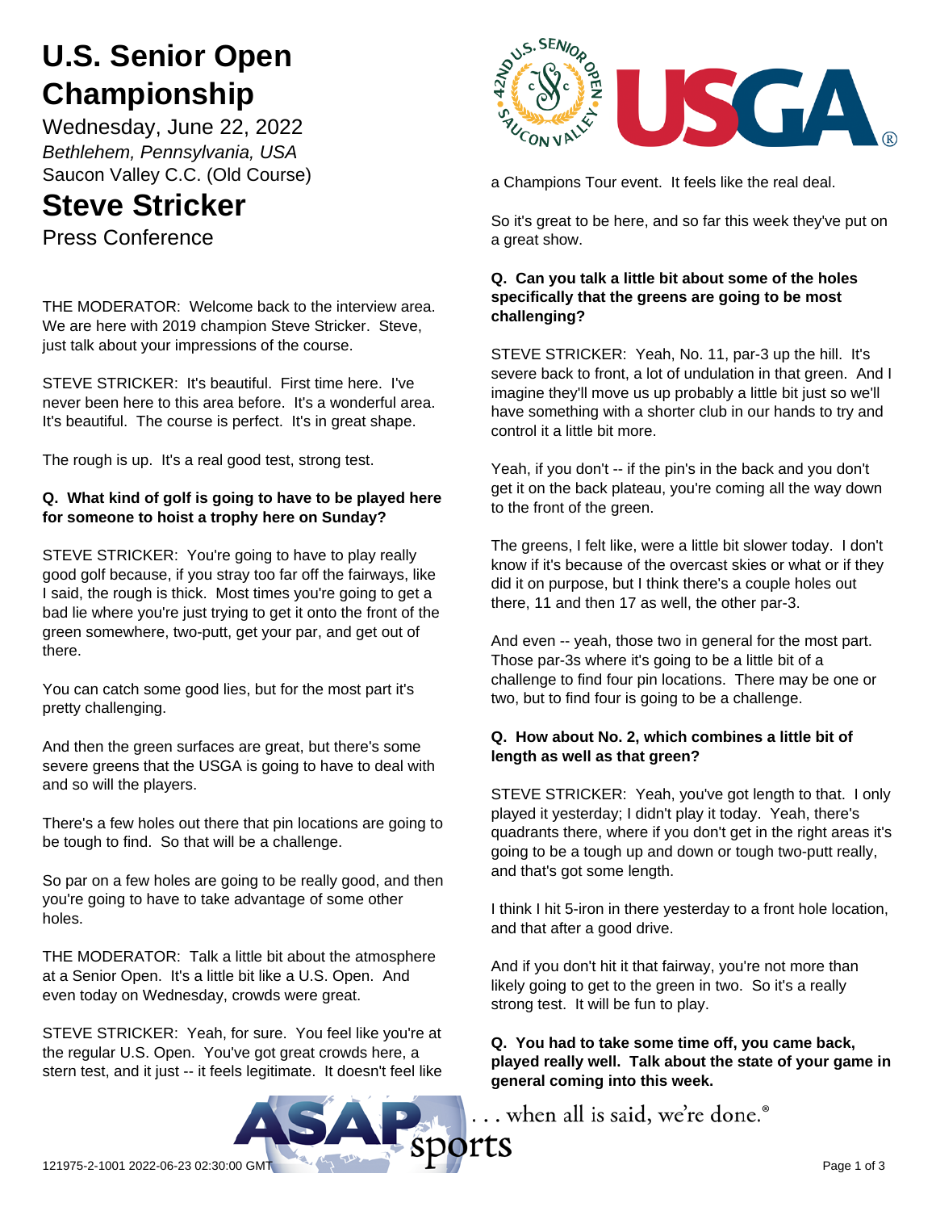# U.S. Senior Open Championship

Wednesday, June 22, 2022

*Bethlehem, Pennsylvania, USA*

Saucon Valley C.C. (Old Course)

## Steve Stricker

Press Conference

THE MODERATOR: Welcome back to the interview area. We are here with 2019 champion Steve Stricker. Steve, just talk about your impressions of the course.

STEVE STRICKER: It's beautiful. First time here. I've never been here to this area before. It's a wonderful area. It's beautiful. The course is perfect. It's in great shape.

The rough is up. It's a real good test, strong test.

**Q. What kind of golf is going to have to be played here for someone to hoist a trophy here on Sunday?**

STEVE STRICKER: You're going to have to play really good golf because, if you stray too far off the fairways, like I said, the rough is thick. Most times you're going to get a bad lie where you're just trying to get it onto the front of the green somewhere, two-putt, get your par, and get out of there.

You can catch some good lies, but for the most part it's pretty challenging.

And then the green surfaces are great, but there's some severe greens that the USGA is going to have to deal with and so will the players.

There's a few holes out there that pin locations are going to be tough to find. So that will be a challenge.

So par on a few holes are going to be really good, and then you're going to have to take advantage of some other holes.

THE MODERATOR: Talk a little bit about the atmosphere at a Senior Open. It's a little bit like a U.S. Open. And even today on Wednesday, crowds were great.

STEVE STRICKER: Yeah, for sure. You feel like you're at the regular U.S. Open. You've got great crowds here, a stern test, and it just -- it feels legitimate. It doesn't feel like a Champions Tour event. It feels like the real deal.

So it's great to be here, and so far this week they've put on a great show.

**Q. Can you talk a little bit about some of the holes specifically that the greens are going to be most challenging?**

STEVE STRICKER: Yeah, No. 11, par-3 up the hill. It's severe back to front, a lot of undulation in that green. And I imagine they'll move us up probably a little bit just so we'll have something with a shorter club in our hands to try and control it a little bit more.

Yeah, if you don't -- if the pin's in the back and you don't get it on the back plateau, you're coming all the way down to the front of the green.

The greens, I felt like, were a little bit slower today. I don't know if it's because of the overcast skies or what or if they did it on purpose, but I think there's a couple holes out there, 11 and then 17 as well, the other par-3.

And even -- yeah, those two in general for the most part. Those par-3s where it's going to be a little bit of a challenge to find four pin locations. There may be one or two, but to find four is going to be a challenge.

**Q. How about No. 2, which combines a little bit of length as well as that green?**

STEVE STRICKER: Yeah, you've got length to that. I only played it yesterday; I didn't play it today. Yeah, there's quadrants there, where if you don't get in the right areas it's going to be a tough up and down or tough two-putt really, and that's got some length.

I think I hit 5-iron in there yesterday to a front hole location, and that after a good drive.

And if you don't hit it that fairway, you're not more than likely going to get to the green in two. So it's a really strong test. It will be fun to play.

**Q. You had to take some time off, you came back, played really well. Talk about the state of your game in general coming into this week.**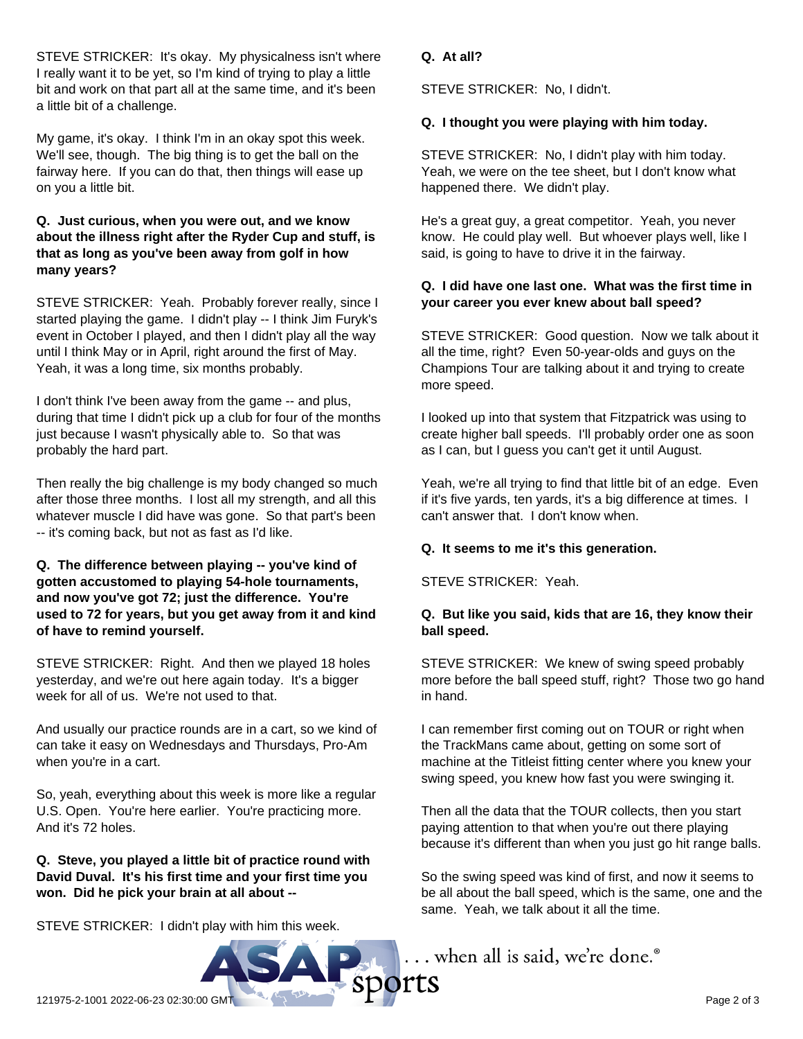STEVE STRICKER: It's okay. My physicalness isn't where I really want it to be yet, so I'm kind of trying to play a little bit and work on that part all at the same time, and it's been a little bit of a challenge.

My game, it's okay. I think I'm in an okay spot this week. We'll see, though. The big thing is to get the ball on the fairway here. If you can do that, then things will ease up on you a little bit.

**Q. Just curious, when you were out, and we know about the illness right after the Ryder Cup and stuff, is that as long as you've been away from golf in how many years?**

STEVE STRICKER: Yeah. Probably forever really, since I started playing the game. I didn't play -- I think Jim Furyk's event in October I played, and then I didn't play all the way until I think May or in April, right around the first of May. Yeah, it was a long time, six months probably.

I don't think I've been away from the game -- and plus, during that time I didn't pick up a club for four of the months just because I wasn't physically able to. So that was probably the hard part.

Then really the big challenge is my body changed so much after those three months. I lost all my strength, and all this whatever muscle I did have was gone. So that part's been -- it's coming back, but not as fast as I'd like.

**Q. The difference between playing -- you've kind of gotten accustomed to playing 54-hole tournaments, and now you've got 72; just the difference. You're used to 72 for years, but you get away from it and kind of have to remind yourself.**

STEVE STRICKER: Right. And then we played 18 holes yesterday, and we're out here again today. It's a bigger week for all of us. We're not used to that.

And usually our practice rounds are in a cart, so we kind of can take it easy on Wednesdays and Thursdays, Pro-Am when you're in a cart.

So, yeah, everything about this week is more like a regular U.S. Open. You're here earlier. You're practicing more. And it's 72 holes.

**Q. Steve, you played a little bit of practice round with David Duval. It's his first time and your first time you won. Did he pick your brain at all about --**

STEVE STRICKER: I didn't play with him this week.

**Q. At all?**

STEVE STRICKER: No, I didn't.

**Q. I thought you were playing with him today.**

STEVE STRICKER: No, I didn't play with him today. Yeah, we were on the tee sheet, but I don't know what happened there. We didn't play.

He's a great guy, a great competitor. Yeah, you never know. He could play well. But whoever plays well, like I said, is going to have to drive it in the fairway.

**Q. I did have one last one. What was the first time in your career you ever knew about ball speed?**

STEVE STRICKER: Good question. Now we talk about it all the time, right? Even 50-year-olds and guys on the Champions Tour are talking about it and trying to create more speed.

I looked up into that system that Fitzpatrick was using to create higher ball speeds. I'll probably order one as soon as I can, but I guess you can't get it until August.

Yeah, we're all trying to find that little bit of an edge. Even if it's five yards, ten yards, it's a big difference at times. I can't answer that. I don't know when.

**Q. It seems to me it's this generation.**

STEVE STRICKER: Yeah.

**Q. But like you said, kids that are 16, they know their ball speed.**

STEVE STRICKER: We knew of swing speed probably more before the ball speed stuff, right? Those two go hand in hand.

I can remember first coming out on TOUR or right when the TrackMans came about, getting on some sort of machine at the Titleist fitting center where you knew your swing speed, you knew how fast you were swinging it.

Then all the data that the TOUR collects, then you start paying attention to that when you're out there playing because it's different than when you just go hit range balls.

So the swing speed was kind of first, and now it seems to be all about the ball speed, which is the same, one and the same. Yeah, we talk about it all the time.